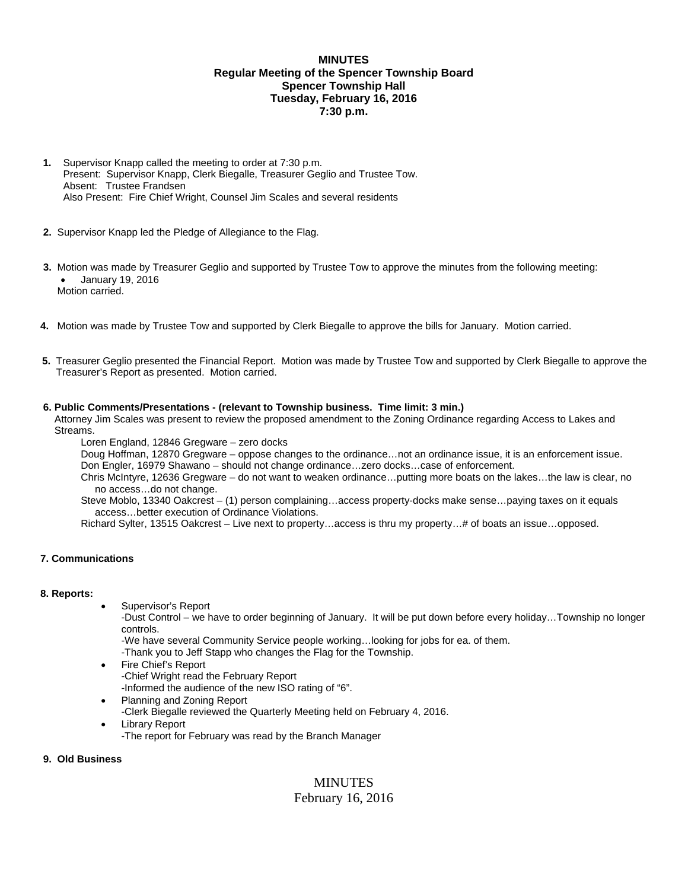**MINUTES**
**Regular Meeting of the Spencer Township Board**
**Spencer Township Hall**
**Tuesday, February 16, 2016**
**7:30 p.m.**

1. Supervisor Knapp called the meeting to order at 7:30 p.m.
   Present: Supervisor Knapp, Clerk Biegalle, Treasurer Geglio and Trustee Tow.
   Absent: Trustee Frandsen
   Also Present: Fire Chief Wright, Counsel Jim Scales and several residents

2. Supervisor Knapp led the Pledge of Allegiance to the Flag.

3. Motion was made by Treasurer Geglio and supported by Trustee Tow to approve the minutes from the following meeting:
   - January 19, 2016

   Motion carried.

4. Motion was made by Trustee Tow and supported by Clerk Biegalle to approve the bills for January. Motion carried.

5. Treasurer Geglio presented the Financial Report. Motion was made by Trustee Tow and supported by Clerk Biegalle to approve the Treasurer's Report as presented. Motion carried.

**6. Public Comments/Presentations - (relevant to Township business. Time limit: 3 min.)**

Attorney Jim Scales was present to review the proposed amendment to the Zoning Ordinance regarding Access to Lakes and Streams.

Loren England, 12846 Gregware – zero docks
Doug Hoffman, 12870 Gregware – oppose changes to the ordinance…not an ordinance issue, it is an enforcement issue.
Don Engler, 16979 Shawano – should not change ordinance…zero docks…case of enforcement.
Chris McIntyre, 12636 Gregware – do not want to weaken ordinance…putting more boats on the lakes…the law is clear, no no access…do not change.
Steve Moblo, 13340 Oakcrest – (1) person complaining…access property-docks make sense…paying taxes on it equals access…better execution of Ordinance Violations.
Richard Sylter, 13515 Oakcrest – Live next to property…access is thru my property…# of boats an issue…opposed.

**7. Communications**

**8. Reports:**

- Supervisor's Report
  -Dust Control – we have to order beginning of January. It will be put down before every holiday…Township no longer controls.
  -We have several Community Service people working…looking for jobs for ea. of them.
  -Thank you to Jeff Stapp who changes the Flag for the Township.
- Fire Chief's Report
  -Chief Wright read the February Report
  -Informed the audience of the new ISO rating of "6".
- Planning and Zoning Report
  -Clerk Biegalle reviewed the Quarterly Meeting held on February 4, 2016.
- Library Report
  -The report for February was read by the Branch Manager

**9. Old Business**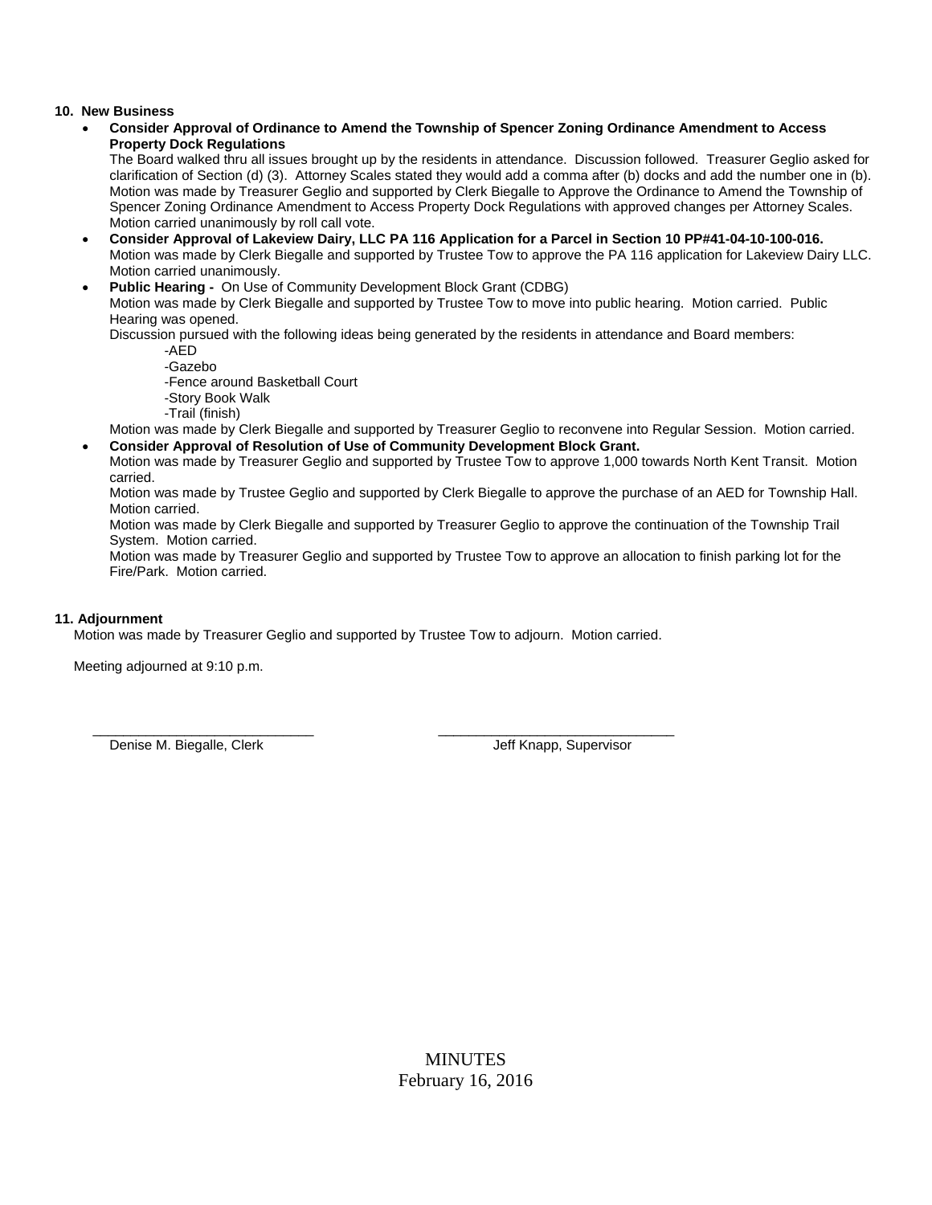**10. New Business**

- **Consider Approval of Ordinance to Amend the Township of Spencer Zoning Ordinance Amendment to Access Property Dock Regulations**
  The Board walked thru all issues brought up by the residents in attendance. Discussion followed. Treasurer Geglio asked for clarification of Section (d) (3). Attorney Scales stated they would add a comma after (b) docks and add the number one in (b). Motion was made by Treasurer Geglio and supported by Clerk Biegalle to Approve the Ordinance to Amend the Township of Spencer Zoning Ordinance Amendment to Access Property Dock Regulations with approved changes per Attorney Scales. Motion carried unanimously by roll call vote.
- **Consider Approval of Lakeview Dairy, LLC PA 116 Application for a Parcel in Section 10 PP#41-04-10-100-016.**
  Motion was made by Clerk Biegalle and supported by Trustee Tow to approve the PA 116 application for Lakeview Dairy LLC. Motion carried unanimously.
- **Public Hearing -** On Use of Community Development Block Grant (CDBG)
  Motion was made by Clerk Biegalle and supported by Trustee Tow to move into public hearing. Motion carried. Public Hearing was opened.
  Discussion pursued with the following ideas being generated by the residents in attendance and Board members:
  -AED
  -Gazebo
  -Fence around Basketball Court
  -Story Book Walk
  -Trail (finish)
  Motion was made by Clerk Biegalle and supported by Treasurer Geglio to reconvene into Regular Session. Motion carried.
- **Consider Approval of Resolution of Use of Community Development Block Grant.**
  Motion was made by Treasurer Geglio and supported by Trustee Tow to approve 1,000 towards North Kent Transit. Motion carried.
  Motion was made by Trustee Geglio and supported by Clerk Biegalle to approve the purchase of an AED for Township Hall. Motion carried.
  Motion was made by Clerk Biegalle and supported by Treasurer Geglio to approve the continuation of the Township Trail System. Motion carried.
  Motion was made by Treasurer Geglio and supported by Trustee Tow to approve an allocation to finish parking lot for the Fire/Park. Motion carried.

**11. Adjournment**

Motion was made by Treasurer Geglio and supported by Trustee Tow to adjourn. Motion carried.

Meeting adjourned at 9:10 p.m.

\_\_\_\_\_\_\_\_\_\_\_\_\_\_\_\_\_\_\_\_\_\_\_\_\_\_\_\_\_\_ \_\_\_\_\_\_\_\_\_\_\_\_\_\_\_\_\_\_\_\_\_\_\_\_\_\_\_\_\_\_\_\_

Denise M. Biegalle, Clerk Jeff Knapp, Supervisor